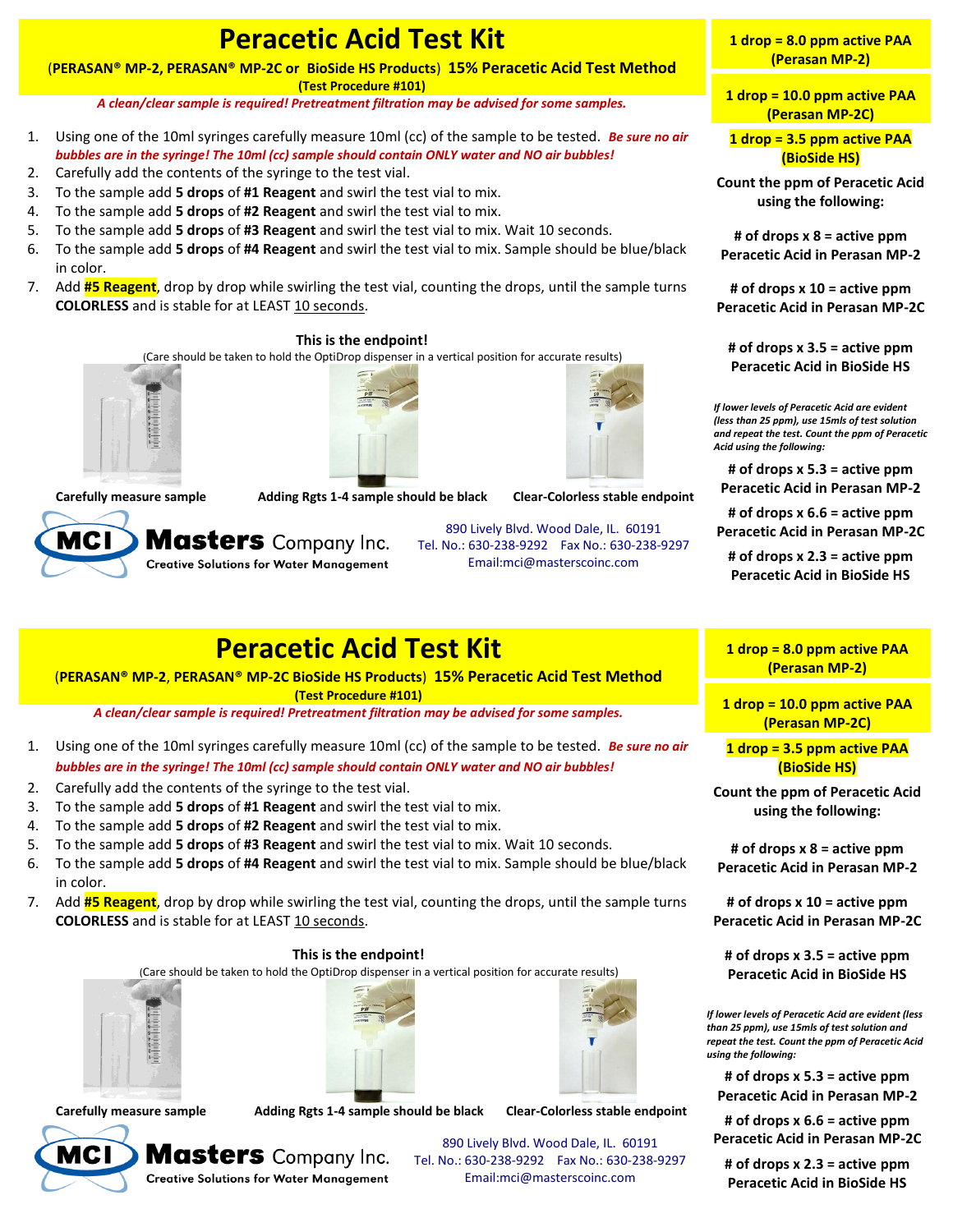# Peracetic Acid Test Kit

**(PERASAN® MP-2, PERASAN® MP-2C or BioSide HS Products) 15% Peracetic Acid Test Method**

**(Test Procedure #101)**

***A clean/clear sample is required! Pretreatment filtration may be advised for some samples.***

1. Using one of the 10ml syringes carefully measure 10ml (cc) of the sample to be tested. ***Be sure no air bubbles are in the syringe! The 10ml (cc) sample should contain ONLY water and NO air bubbles!***
2. Carefully add the contents of the syringe to the test vial.
3. To the sample add **5 drops** of **#1 Reagent** and swirl the test vial to mix.
4. To the sample add **5 drops** of **#2 Reagent** and swirl the test vial to mix.
5. To the sample add **5 drops** of **#3 Reagent** and swirl the test vial to mix. Wait 10 seconds.
6. To the sample add **5 drops** of **#4 Reagent** and swirl the test vial to mix. Sample should be blue/black in color.
7. Add **#5 Reagent**, drop by drop while swirling the test vial, counting the drops, until the sample turns **COLORLESS** and is stable for at LEAST 10 seconds.

**This is the endpoint!**

(Care should be taken to hold the OptiDrop dispenser in a vertical position for accurate results)

**Carefully measure sample** | **Adding Rgts 1-4 sample should be black** | **Clear-Colorless stable endpoint**

**Masters Company Inc.**
Creative Solutions for Water Management

890 Lively Blvd. Wood Dale, IL. 60191
Tel. No.: 630-238-9292 Fax No.: 630-238-9297
Email:mci@masterscoinc.com

**1 drop = 8.0 ppm active PAA (Perasan MP-2)**

**1 drop = 10.0 ppm active PAA (Perasan MP-2C)**

**1 drop = 3.5 ppm active PAA (BioSide HS)**

**Count the ppm of Peracetic Acid using the following:**

**# of drops x 8 = active ppm Peracetic Acid in Perasan MP-2**

**# of drops x 10 = active ppm Peracetic Acid in Perasan MP-2C**

**# of drops x 3.5 = active ppm Peracetic Acid in BioSide HS**

***If lower levels of Peracetic Acid are evident (less than 25 ppm), use 15mls of test solution and repeat the test. Count the ppm of Peracetic Acid using the following:***

**# of drops x 5.3 = active ppm Peracetic Acid in Perasan MP-2**

**# of drops x 6.6 = active ppm Peracetic Acid in Perasan MP-2C**

**# of drops x 2.3 = active ppm Peracetic Acid in BioSide HS**

---

# Peracetic Acid Test Kit

**(PERASAN® MP-2, PERASAN® MP-2C BioSide HS Products) 15% Peracetic Acid Test Method**

**(Test Procedure #101)**

***A clean/clear sample is required! Pretreatment filtration may be advised for some samples.***

1. Using one of the 10ml syringes carefully measure 10ml (cc) of the sample to be tested. ***Be sure no air bubbles are in the syringe! The 10ml (cc) sample should contain ONLY water and NO air bubbles!***
2. Carefully add the contents of the syringe to the test vial.
3. To the sample add **5 drops** of **#1 Reagent** and swirl the test vial to mix.
4. To the sample add **5 drops** of **#2 Reagent** and swirl the test vial to mix.
5. To the sample add **5 drops** of **#3 Reagent** and swirl the test vial to mix. Wait 10 seconds.
6. To the sample add **5 drops** of **#4 Reagent** and swirl the test vial to mix. Sample should be blue/black in color.
7. Add **#5 Reagent**, drop by drop while swirling the test vial, counting the drops, until the sample turns **COLORLESS** and is stable for at LEAST 10 seconds.

**This is the endpoint!**

(Care should be taken to hold the OptiDrop dispenser in a vertical position for accurate results)

**Carefully measure sample** | **Adding Rgts 1-4 sample should be black** | **Clear-Colorless stable endpoint**

**Masters Company Inc.**
Creative Solutions for Water Management

890 Lively Blvd. Wood Dale, IL. 60191
Tel. No.: 630-238-9292 Fax No.: 630-238-9297
Email:mci@masterscoinc.com

**1 drop = 8.0 ppm active PAA (Perasan MP-2)**

**1 drop = 10.0 ppm active PAA (Perasan MP-2C)**

**1 drop = 3.5 ppm active PAA (BioSide HS)**

**Count the ppm of Peracetic Acid using the following:**

**# of drops x 8 = active ppm Peracetic Acid in Perasan MP-2**

**# of drops x 10 = active ppm Peracetic Acid in Perasan MP-2C**

**# of drops x 3.5 = active ppm Peracetic Acid in BioSide HS**

***If lower levels of Peracetic Acid are evident (less than 25 ppm), use 15mls of test solution and repeat the test. Count the ppm of Peracetic Acid using the following:***

**# of drops x 5.3 = active ppm Peracetic Acid in Perasan MP-2**

**# of drops x 6.6 = active ppm Peracetic Acid in Perasan MP-2C**

**# of drops x 2.3 = active ppm Peracetic Acid in BioSide HS**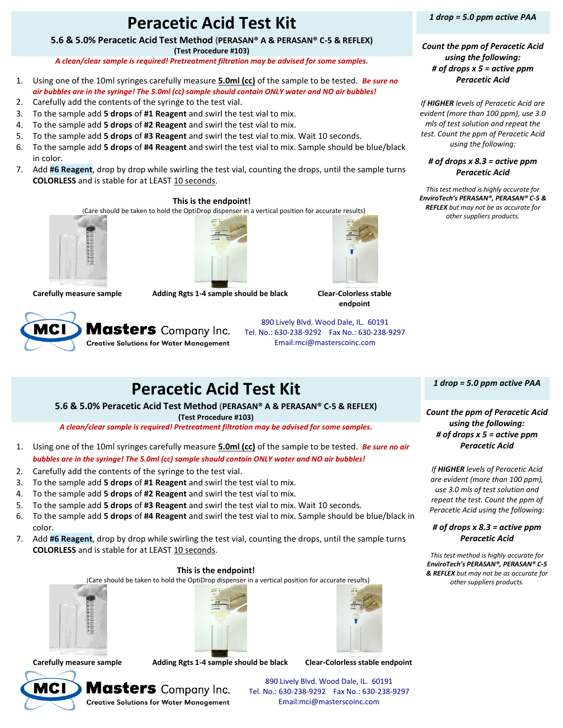# Peracetic Acid Test Kit

**5.6 & 5.0% Peracetic Acid Test Method** (**PERASAN® A & PERASAN® C-5 & REFLEX**)

**(Test Procedure #103)**

***A clean/clear sample is required! Pretreatment filtration may be advised for some samples.***

1. Using one of the 10ml syringes carefully measure **5.0ml (cc)** of the sample to be tested. ***Be sure no air bubbles are in the syringe! The 5.0ml (cc) sample should contain ONLY water and NO air bubbles!***
2. Carefully add the contents of the syringe to the test vial.
3. To the sample add **5 drops** of **#1 Reagent** and swirl the test vial to mix.
4. To the sample add **5 drops** of **#2 Reagent** and swirl the test vial to mix.
5. To the sample add **5 drops** of **#3 Reagent** and swirl the test vial to mix. Wait 10 seconds.
6. To the sample add **5 drops** of **#4 Reagent** and swirl the test vial to mix. Sample should be blue/black in color.
7. Add **#6 Reagent**, drop by drop while swirling the test vial, counting the drops, until the sample turns **COLORLESS** and is stable for at LEAST 10 seconds.

**This is the endpoint!**

(Care should be taken to hold the OptiDrop dispenser in a vertical position for accurate results)

**Carefully measure sample**

**Adding Rgts 1-4 sample should be black**

**Clear-Colorless stable endpoint**

***1 drop = 5.0 ppm active PAA***

***Count the ppm of Peracetic Acid using the following:***
***# of drops x 5 = active ppm Peracetic Acid***

*If **HIGHER** levels of Peracetic Acid are evident (more than 100 ppm), use 3.0 mls of test solution and repeat the test. Count the ppm of Peracetic Acid using the following:*

***# of drops x 8.3 = active ppm Peracetic Acid***

*This test method is highly accurate for **EnviroTech's PERASAN®, PERASAN® C-5 & REFLEX** but may not be as accurate for other suppliers products.*

**MCI Masters Company Inc.**
Creative Solutions for Water Management

890 Lively Blvd. Wood Dale, IL. 60191
Tel. No.: 630-238-9292 Fax No.: 630-238-9297
Email:mci@masterscoinc.com

# Peracetic Acid Test Kit

**5.6 & 5.0% Peracetic Acid Test Method** (**PERASAN® A & PERASAN® C-5 & REFLEX**)

**(Test Procedure #103)**

***A clean/clear sample is required! Pretreatment filtration may be advised for some samples.***

1. Using one of the 10ml syringes carefully measure **5.0ml (cc)** of the sample to be tested. ***Be sure no air bubbles are in the syringe! The 5.0ml (cc) sample should contain ONLY water and NO air bubbles!***
2. Carefully add the contents of the syringe to the test vial.
3. To the sample add **5 drops** of **#1 Reagent** and swirl the test vial to mix.
4. To the sample add **5 drops** of **#2 Reagent** and swirl the test vial to mix.
5. To the sample add **5 drops** of **#3 Reagent** and swirl the test vial to mix. Wait 10 seconds.
6. To the sample add **5 drops** of **#4 Reagent** and swirl the test vial to mix. Sample should be blue/black in color.
7. Add **#6 Reagent**, drop by drop while swirling the test vial, counting the drops, until the sample turns **COLORLESS** and is stable for at LEAST 10 seconds.

**This is the endpoint!**

(Care should be taken to hold the OptiDrop dispenser in a vertical position for accurate results)

**Carefully measure sample**

**Adding Rgts 1-4 sample should be black**

**Clear-Colorless stable endpoint**

***1 drop = 5.0 ppm active PAA***

***Count the ppm of Peracetic Acid using the following:***
***# of drops x 5 = active ppm Peracetic Acid***

*If **HIGHER** levels of Peracetic Acid are evident (more than 100 ppm), use 3.0 mls of test solution and repeat the test. Count the ppm of Peracetic Acid using the following:*

***# of drops x 8.3 = active ppm Peracetic Acid***

*This test method is highly accurate for **EnviroTech's PERASAN®, PERASAN® C-5 & REFLEX** but may not be as accurate for other suppliers products.*

**MCI Masters Company Inc.**
Creative Solutions for Water Management

890 Lively Blvd. Wood Dale, IL. 60191
Tel. No.: 630-238-9292 Fax No.: 630-238-9297
Email:mci@masterscoinc.com